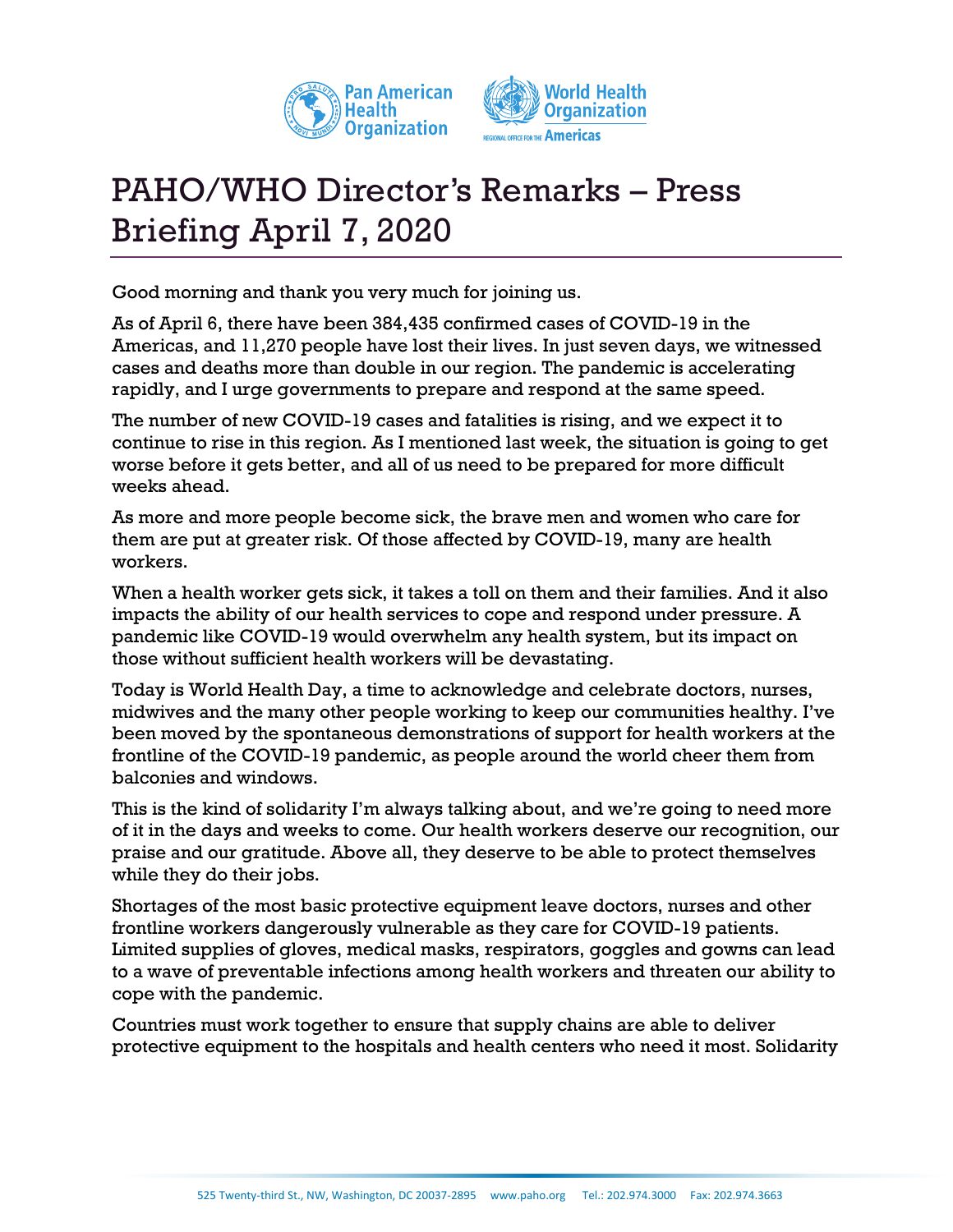# PAHO/WHO Director's Remarks – Press Briefing April 7, 2020

Good morning and thank you very much for joining us.

As of April 6, there have been 384,435 confirmed cases of COVID-19 in the Americas, and 11,270 people have lost their lives. In just seven days, we witnessed cases and deaths more than double in our region. The pandemic is accelerating rapidly, and I urge governments to prepare and respond at the same speed.

The number of new COVID-19 cases and fatalities is rising, and we expect it to continue to rise in this region. As I mentioned last week, the situation is going to get worse before it gets better, and all of us need to be prepared for more difficult weeks ahead.

As more and more people become sick, the brave men and women who care for them are put at greater risk. Of those affected by COVID-19, many are health workers.

When a health worker gets sick, it takes a toll on them and their families. And it also impacts the ability of our health services to cope and respond under pressure. A pandemic like COVID-19 would overwhelm any health system, but its impact on those without sufficient health workers will be devastating.

Today is World Health Day, a time to acknowledge and celebrate doctors, nurses, midwives and the many other people working to keep our communities healthy. I've been moved by the spontaneous demonstrations of support for health workers at the frontline of the COVID-19 pandemic, as people around the world cheer them from balconies and windows.

This is the kind of solidarity I'm always talking about, and we're going to need more of it in the days and weeks to come. Our health workers deserve our recognition, our praise and our gratitude. Above all, they deserve to be able to protect themselves while they do their jobs.

Shortages of the most basic protective equipment leave doctors, nurses and other frontline workers dangerously vulnerable as they care for COVID-19 patients. Limited supplies of gloves, medical masks, respirators, goggles and gowns can lead to a wave of preventable infections among health workers and threaten our ability to cope with the pandemic.

Countries must work together to ensure that supply chains are able to deliver protective equipment to the hospitals and health centers who need it most. Solidarity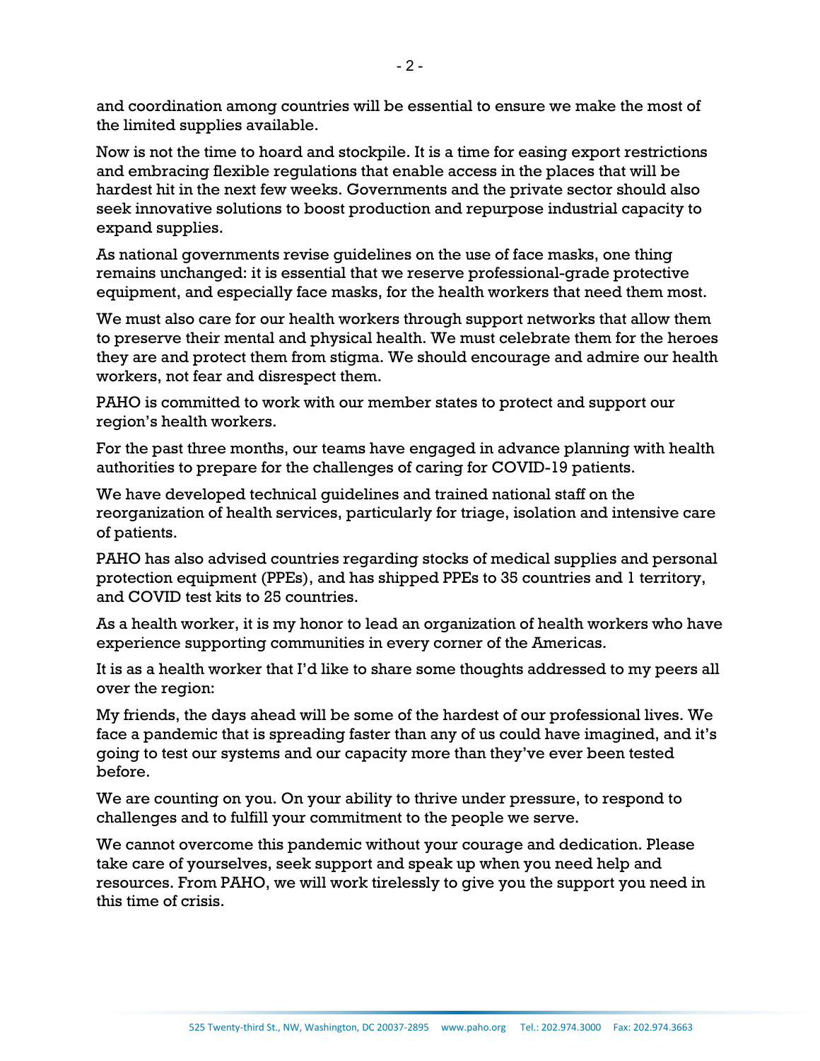and coordination among countries will be essential to ensure we make the most of the limited supplies available.

Now is not the time to hoard and stockpile. It is a time for easing export restrictions and embracing flexible regulations that enable access in the places that will be hardest hit in the next few weeks. Governments and the private sector should also seek innovative solutions to boost production and repurpose industrial capacity to expand supplies.

As national governments revise guidelines on the use of face masks, one thing remains unchanged: it is essential that we reserve professional-grade protective equipment, and especially face masks, for the health workers that need them most.

We must also care for our health workers through support networks that allow them to preserve their mental and physical health. We must celebrate them for the heroes they are and protect them from stigma. We should encourage and admire our health workers, not fear and disrespect them.

PAHO is committed to work with our member states to protect and support our region's health workers.

For the past three months, our teams have engaged in advance planning with health authorities to prepare for the challenges of caring for COVID-19 patients.

We have developed technical guidelines and trained national staff on the reorganization of health services, particularly for triage, isolation and intensive care of patients.

PAHO has also advised countries regarding stocks of medical supplies and personal protection equipment (PPEs), and has shipped PPEs to 35 countries and 1 territory, and COVID test kits to 25 countries.

As a health worker, it is my honor to lead an organization of health workers who have experience supporting communities in every corner of the Americas.

It is as a health worker that I'd like to share some thoughts addressed to my peers all over the region:

My friends, the days ahead will be some of the hardest of our professional lives. We face a pandemic that is spreading faster than any of us could have imagined, and it's going to test our systems and our capacity more than they've ever been tested before.

We are counting on you. On your ability to thrive under pressure, to respond to challenges and to fulfill your commitment to the people we serve.

We cannot overcome this pandemic without your courage and dedication. Please take care of yourselves, seek support and speak up when you need help and resources. From PAHO, we will work tirelessly to give you the support you need in this time of crisis.